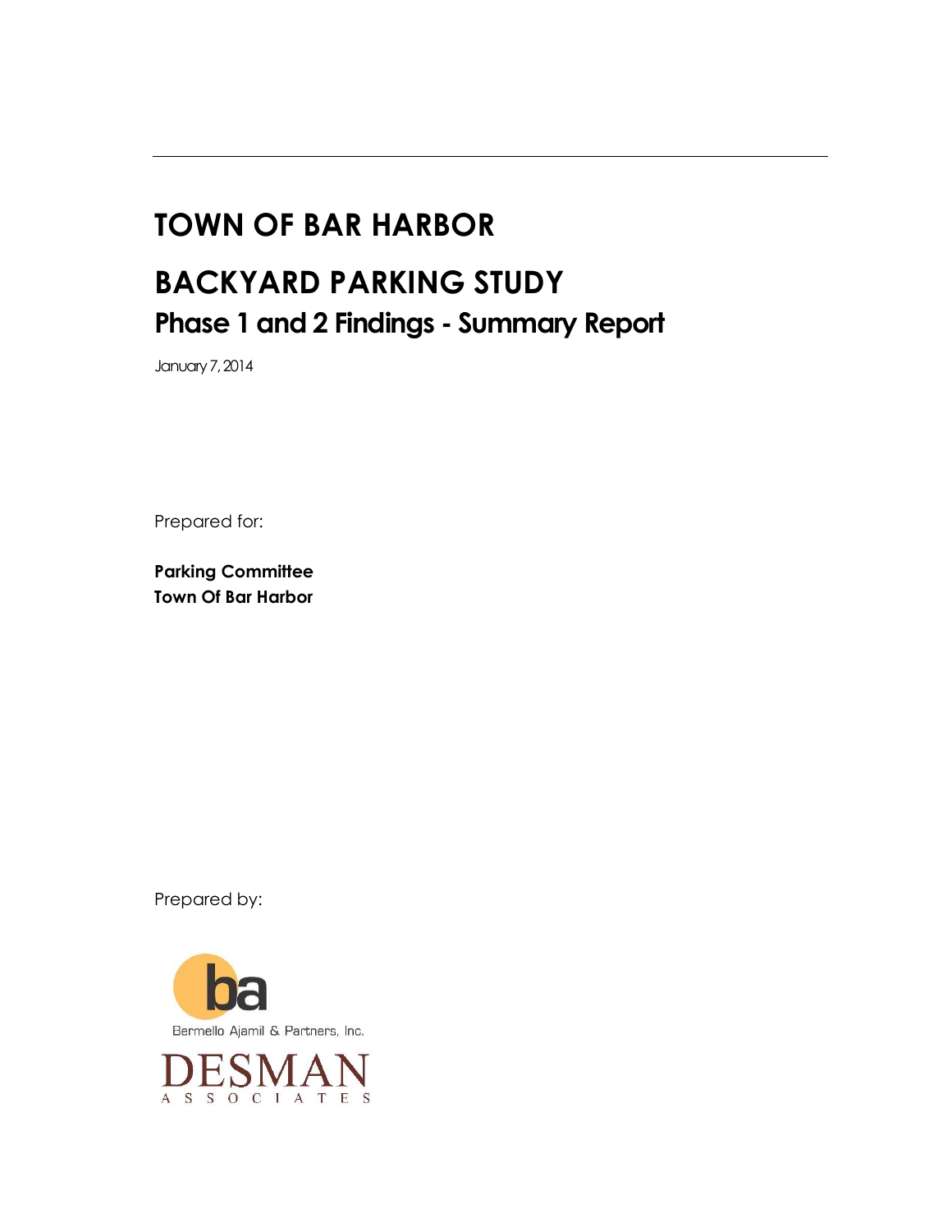# TOWN OF BAR HARBOR

# BACKYARD PARKING STUDY

## Phase 1 and 2 Findings - Summary Report

January 7, 2014

Prepared for:

**Parking Committee**
**Town Of Bar Harbor**

Prepared by:

Bermello Ajamil & Partners, Inc.

DESMAN ASSOCIATES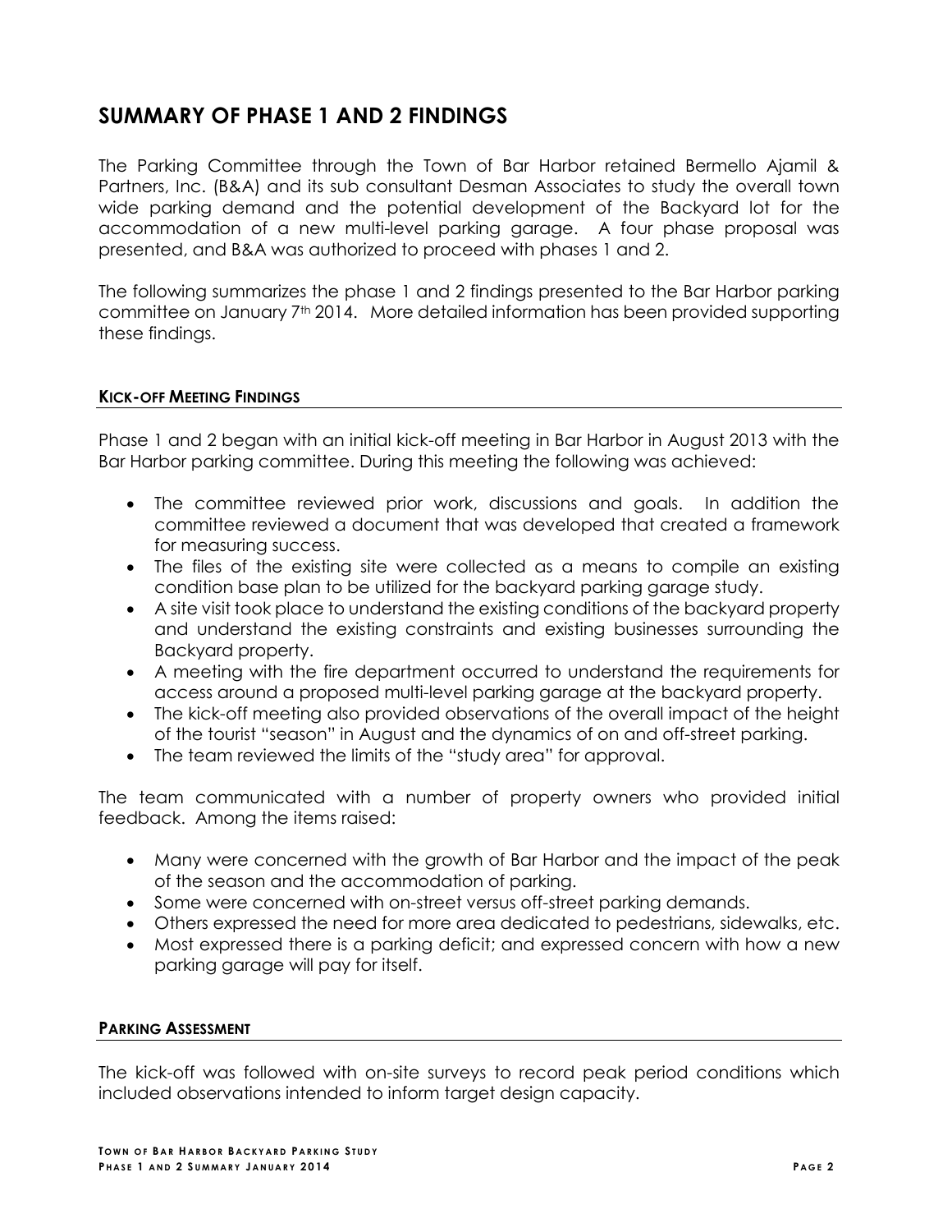# SUMMARY OF PHASE 1 AND 2 FINDINGS

The Parking Committee through the Town of Bar Harbor retained Bermello Ajamil & Partners, Inc. (B&A) and its sub consultant Desman Associates to study the overall town wide parking demand and the potential development of the Backyard lot for the accommodation of a new multi-level parking garage. A four phase proposal was presented, and B&A was authorized to proceed with phases 1 and 2.

The following summarizes the phase 1 and 2 findings presented to the Bar Harbor parking committee on January 7th 2014. More detailed information has been provided supporting these findings.

## KICK-OFF MEETING FINDINGS

Phase 1 and 2 began with an initial kick-off meeting in Bar Harbor in August 2013 with the Bar Harbor parking committee. During this meeting the following was achieved:

- The committee reviewed prior work, discussions and goals. In addition the committee reviewed a document that was developed that created a framework for measuring success.
- The files of the existing site were collected as a means to compile an existing condition base plan to be utilized for the backyard parking garage study.
- A site visit took place to understand the existing conditions of the backyard property and understand the existing constraints and existing businesses surrounding the Backyard property.
- A meeting with the fire department occurred to understand the requirements for access around a proposed multi-level parking garage at the backyard property.
- The kick-off meeting also provided observations of the overall impact of the height of the tourist "season" in August and the dynamics of on and off-street parking.
- The team reviewed the limits of the "study area" for approval.

The team communicated with a number of property owners who provided initial feedback. Among the items raised:

- Many were concerned with the growth of Bar Harbor and the impact of the peak of the season and the accommodation of parking.
- Some were concerned with on-street versus off-street parking demands.
- Others expressed the need for more area dedicated to pedestrians, sidewalks, etc.
- Most expressed there is a parking deficit; and expressed concern with how a new parking garage will pay for itself.

## PARKING ASSESSMENT

The kick-off was followed with on-site surveys to record peak period conditions which included observations intended to inform target design capacity.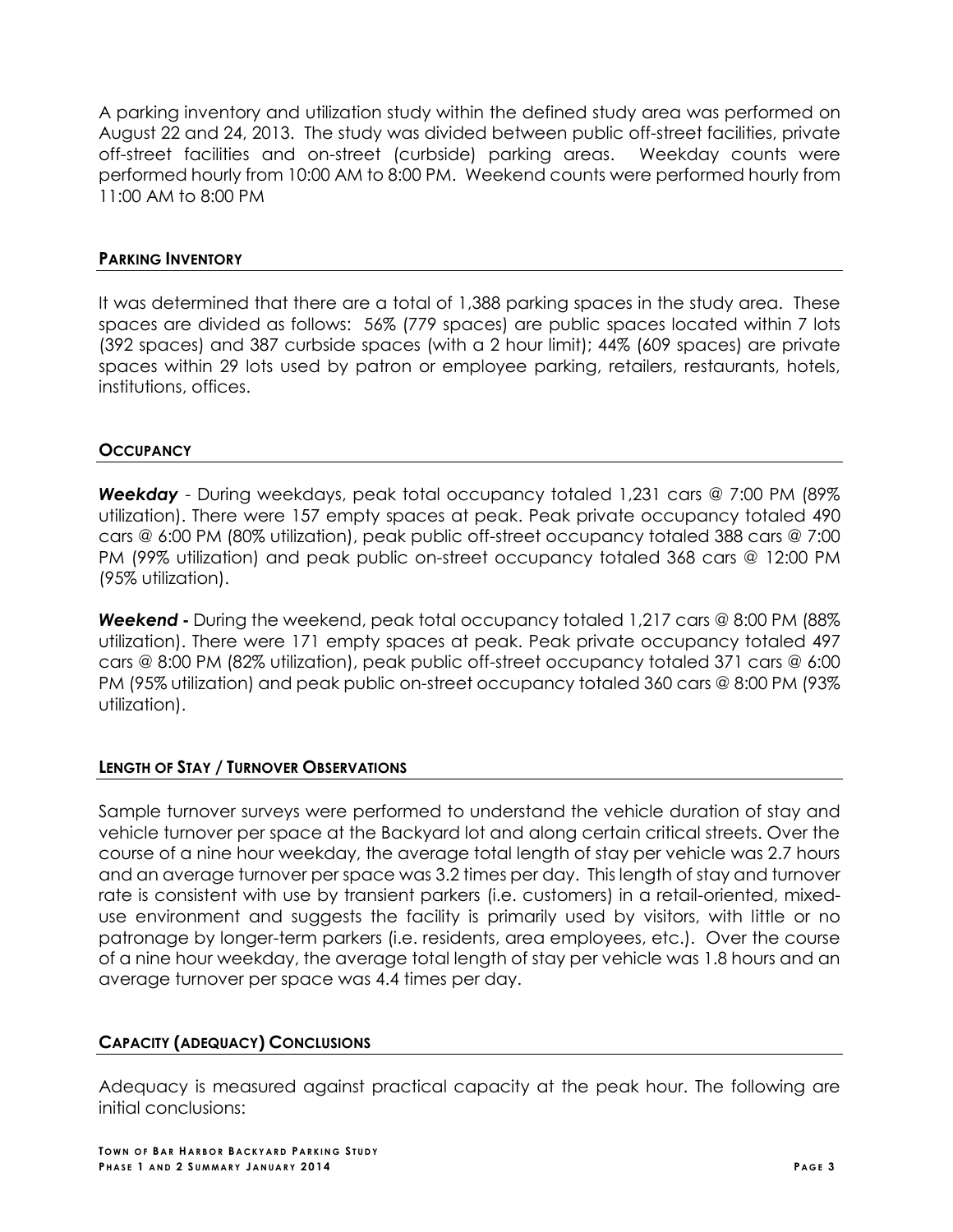A parking inventory and utilization study within the defined study area was performed on August 22 and 24, 2013. The study was divided between public off-street facilities, private off-street facilities and on-street (curbside) parking areas. Weekday counts were performed hourly from 10:00 AM to 8:00 PM. Weekend counts were performed hourly from 11:00 AM to 8:00 PM

## PARKING INVENTORY

It was determined that there are a total of 1,388 parking spaces in the study area. These spaces are divided as follows: 56% (779 spaces) are public spaces located within 7 lots (392 spaces) and 387 curbside spaces (with a 2 hour limit); 44% (609 spaces) are private spaces within 29 lots used by patron or employee parking, retailers, restaurants, hotels, institutions, offices.

## OCCUPANCY

***Weekday*** - During weekdays, peak total occupancy totaled 1,231 cars @ 7:00 PM (89% utilization). There were 157 empty spaces at peak. Peak private occupancy totaled 490 cars @ 6:00 PM (80% utilization), peak public off-street occupancy totaled 388 cars @ 7:00 PM (99% utilization) and peak public on-street occupancy totaled 368 cars @ 12:00 PM (95% utilization).

***Weekend -*** During the weekend, peak total occupancy totaled 1,217 cars @ 8:00 PM (88% utilization). There were 171 empty spaces at peak. Peak private occupancy totaled 497 cars @ 8:00 PM (82% utilization), peak public off-street occupancy totaled 371 cars @ 6:00 PM (95% utilization) and peak public on-street occupancy totaled 360 cars @ 8:00 PM (93% utilization).

## LENGTH OF STAY / TURNOVER OBSERVATIONS

Sample turnover surveys were performed to understand the vehicle duration of stay and vehicle turnover per space at the Backyard lot and along certain critical streets. Over the course of a nine hour weekday, the average total length of stay per vehicle was 2.7 hours and an average turnover per space was 3.2 times per day. This length of stay and turnover rate is consistent with use by transient parkers (i.e. customers) in a retail-oriented, mixed-use environment and suggests the facility is primarily used by visitors, with little or no patronage by longer-term parkers (i.e. residents, area employees, etc.). Over the course of a nine hour weekday, the average total length of stay per vehicle was 1.8 hours and an average turnover per space was 4.4 times per day.

## CAPACITY (ADEQUACY) CONCLUSIONS

Adequacy is measured against practical capacity at the peak hour. The following are initial conclusions: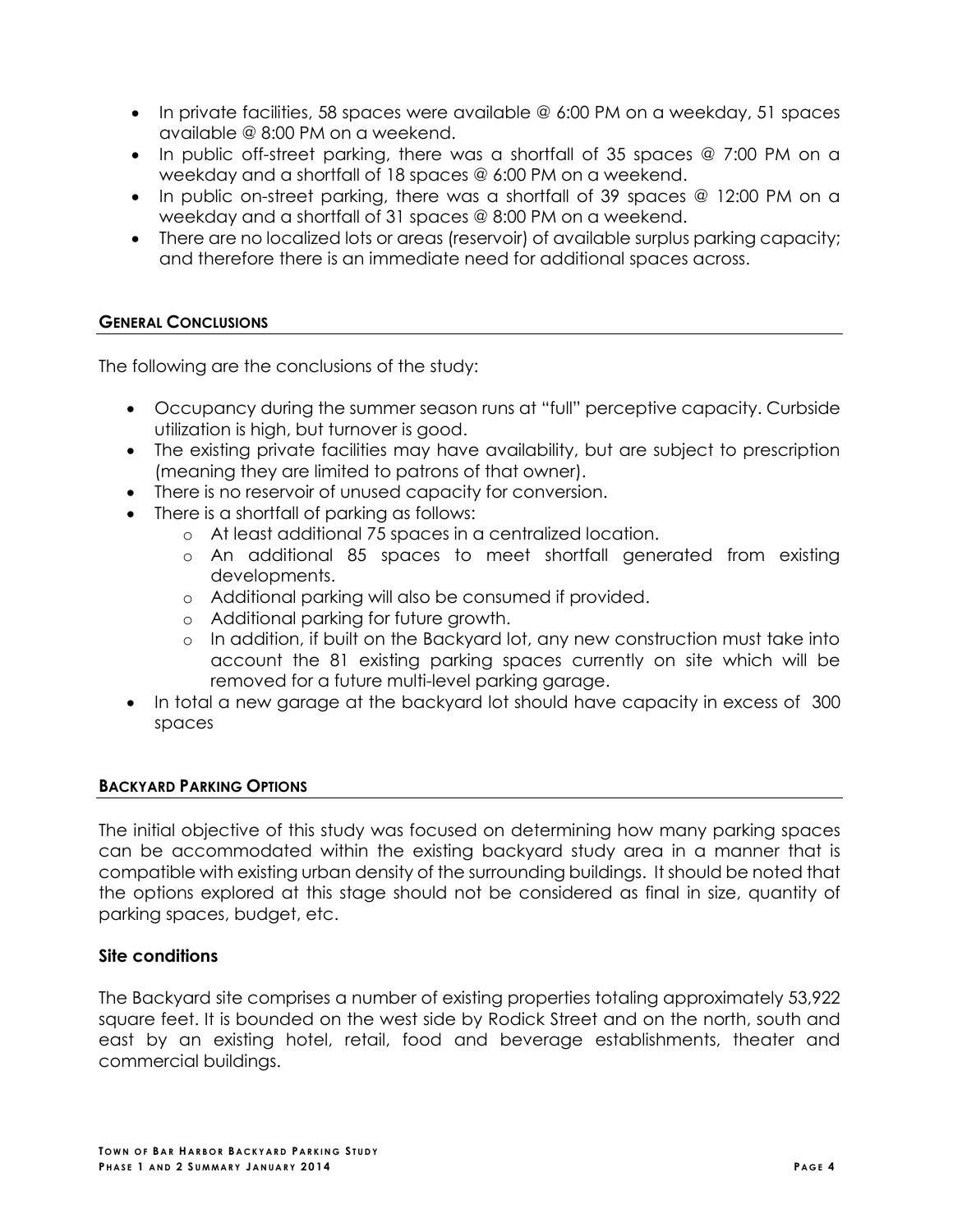- In private facilities, 58 spaces were available @ 6:00 PM on a weekday, 51 spaces available @ 8:00 PM on a weekend.
- In public off-street parking, there was a shortfall of 35 spaces @ 7:00 PM on a weekday and a shortfall of 18 spaces @ 6:00 PM on a weekend.
- In public on-street parking, there was a shortfall of 39 spaces @ 12:00 PM on a weekday and a shortfall of 31 spaces @ 8:00 PM on a weekend.
- There are no localized lots or areas (reservoir) of available surplus parking capacity; and therefore there is an immediate need for additional spaces across.

## GENERAL CONCLUSIONS

The following are the conclusions of the study:

- Occupancy during the summer season runs at "full" perceptive capacity. Curbside utilization is high, but turnover is good.
- The existing private facilities may have availability, but are subject to prescription (meaning they are limited to patrons of that owner).
- There is no reservoir of unused capacity for conversion.
- There is a shortfall of parking as follows:
  - At least additional 75 spaces in a centralized location.
  - An additional 85 spaces to meet shortfall generated from existing developments.
  - Additional parking will also be consumed if provided.
  - Additional parking for future growth.
  - In addition, if built on the Backyard lot, any new construction must take into account the 81 existing parking spaces currently on site which will be removed for a future multi-level parking garage.
- In total a new garage at the backyard lot should have capacity in excess of 300 spaces

## BACKYARD PARKING OPTIONS

The initial objective of this study was focused on determining how many parking spaces can be accommodated within the existing backyard study area in a manner that is compatible with existing urban density of the surrounding buildings. It should be noted that the options explored at this stage should not be considered as final in size, quantity of parking spaces, budget, etc.

### Site conditions

The Backyard site comprises a number of existing properties totaling approximately 53,922 square feet. It is bounded on the west side by Rodick Street and on the north, south and east by an existing hotel, retail, food and beverage establishments, theater and commercial buildings.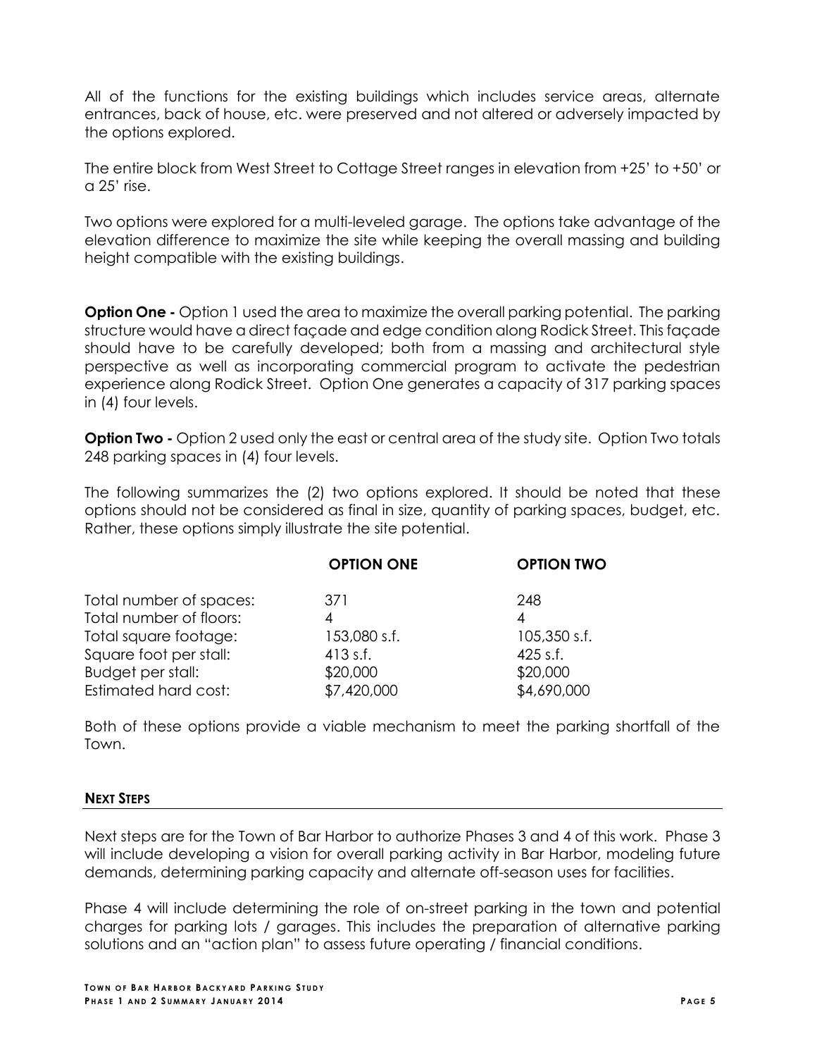All of the functions for the existing buildings which includes service areas, alternate entrances, back of house, etc. were preserved and not altered or adversely impacted by the options explored.

The entire block from West Street to Cottage Street ranges in elevation from +25' to +50' or a 25' rise.

Two options were explored for a multi-leveled garage. The options take advantage of the elevation difference to maximize the site while keeping the overall massing and building height compatible with the existing buildings.

**Option One -** Option 1 used the area to maximize the overall parking potential. The parking structure would have a direct façade and edge condition along Rodick Street. This façade should have to be carefully developed; both from a massing and architectural style perspective as well as incorporating commercial program to activate the pedestrian experience along Rodick Street. Option One generates a capacity of 317 parking spaces in (4) four levels.

**Option Two -** Option 2 used only the east or central area of the study site. Option Two totals 248 parking spaces in (4) four levels.

The following summarizes the (2) two options explored. It should be noted that these options should not be considered as final in size, quantity of parking spaces, budget, etc. Rather, these options simply illustrate the site potential.

| | **OPTION ONE** | **OPTION TWO** |
|---|---|---|
| Total number of spaces: | 371 | 248 |
| Total number of floors: | 4 | 4 |
| Total square footage: | 153,080 s.f. | 105,350 s.f. |
| Square foot per stall: | 413 s.f. | 425 s.f. |
| Budget per stall: | $20,000 | $20,000 |
| Estimated hard cost: | $7,420,000 | $4,690,000 |

Both of these options provide a viable mechanism to meet the parking shortfall of the Town.

## NEXT STEPS

Next steps are for the Town of Bar Harbor to authorize Phases 3 and 4 of this work. Phase 3 will include developing a vision for overall parking activity in Bar Harbor, modeling future demands, determining parking capacity and alternate off-season uses for facilities.

Phase 4 will include determining the role of on-street parking in the town and potential charges for parking lots / garages. This includes the preparation of alternative parking solutions and an "action plan" to assess future operating / financial conditions.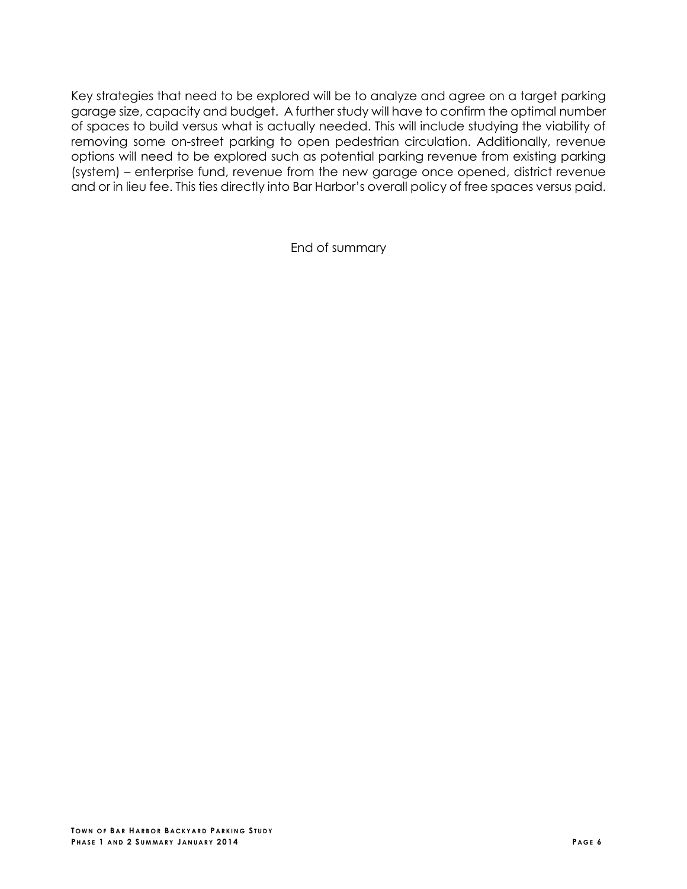Key strategies that need to be explored will be to analyze and agree on a target parking garage size, capacity and budget. A further study will have to confirm the optimal number of spaces to build versus what is actually needed. This will include studying the viability of removing some on-street parking to open pedestrian circulation. Additionally, revenue options will need to be explored such as potential parking revenue from existing parking (system) – enterprise fund, revenue from the new garage once opened, district revenue and or in lieu fee. This ties directly into Bar Harbor's overall policy of free spaces versus paid.

End of summary